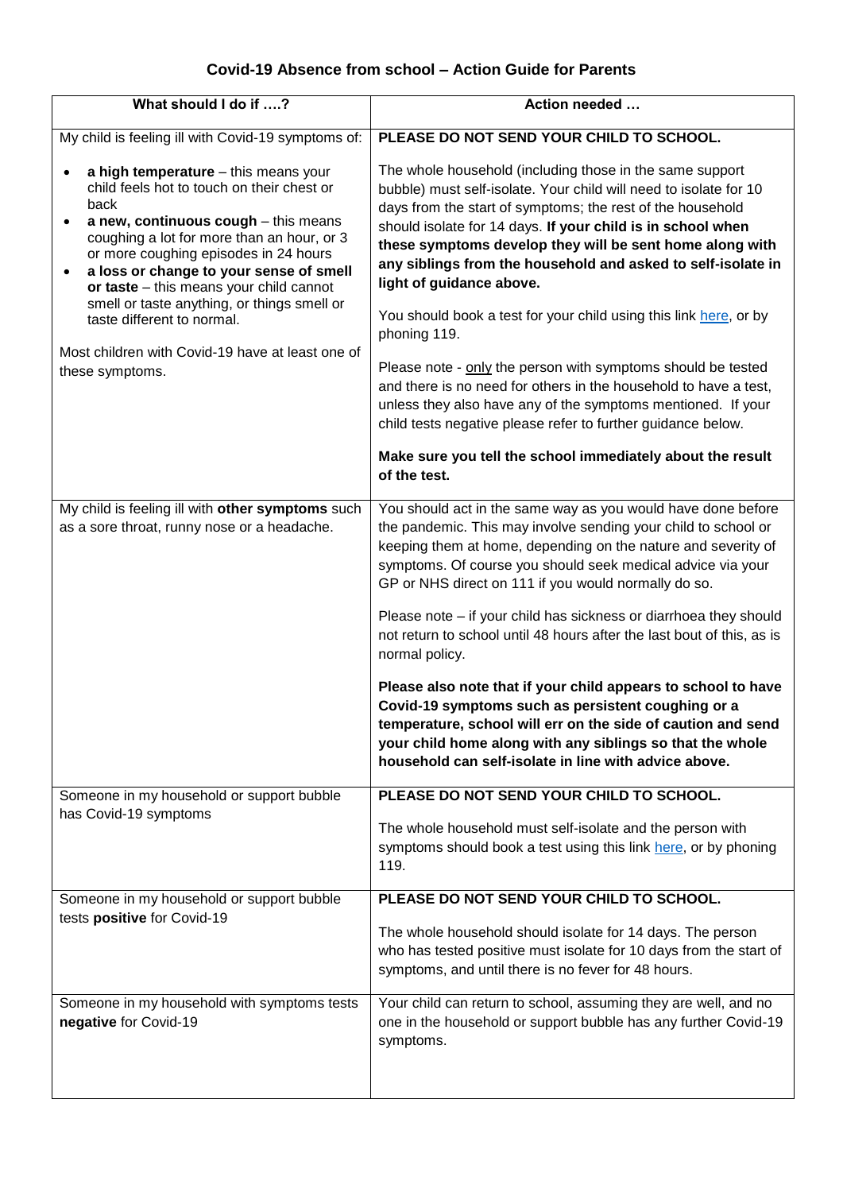# Covid-19 Absence from school – Action Guide for Parents

| What should I do if ….? | Action needed … |
|---|---|
| My child is feeling ill with Covid-19 symptoms of:<br><br>• **a high temperature** – this means your child feels hot to touch on their chest or back<br>• **a new, continuous cough** – this means coughing a lot for more than an hour, or 3 or more coughing episodes in 24 hours<br>• **a loss or change to your sense of smell or taste** – this means your child cannot smell or taste anything, or things smell or taste different to normal.<br><br>Most children with Covid-19 have at least one of these symptoms. | **PLEASE DO NOT SEND YOUR CHILD TO SCHOOL.**<br><br>The whole household (including those in the same support bubble) must self-isolate. Your child will need to isolate for 10 days from the start of symptoms; the rest of the household should isolate for 14 days. **If your child is in school when these symptoms develop they will be sent home along with any siblings from the household and asked to self-isolate in light of guidance above.**<br><br>You should book a test for your child using this link here, or by phoning 119.<br><br>Please note - only the person with symptoms should be tested and there is no need for others in the household to have a test, unless they also have any of the symptoms mentioned. If your child tests negative please refer to further guidance below.<br><br>**Make sure you tell the school immediately about the result of the test.** |
| My child is feeling ill with **other symptoms** such as a sore throat, runny nose or a headache. | You should act in the same way as you would have done before the pandemic. This may involve sending your child to school or keeping them at home, depending on the nature and severity of symptoms. Of course you should seek medical advice via your GP or NHS direct on 111 if you would normally do so.<br><br>Please note – if your child has sickness or diarrhoea they should not return to school until 48 hours after the last bout of this, as is normal policy.<br><br>**Please also note that if your child appears to school to have Covid-19 symptoms such as persistent coughing or a temperature, school will err on the side of caution and send your child home along with any siblings so that the whole household can self-isolate in line with advice above.** |
| Someone in my household or support bubble has Covid-19 symptoms | **PLEASE DO NOT SEND YOUR CHILD TO SCHOOL.**<br><br>The whole household must self-isolate and the person with symptoms should book a test using this link here, or by phoning 119. |
| Someone in my household or support bubble tests **positive** for Covid-19 | **PLEASE DO NOT SEND YOUR CHILD TO SCHOOL.**<br><br>The whole household should isolate for 14 days. The person who has tested positive must isolate for 10 days from the start of symptoms, and until there is no fever for 48 hours. |
| Someone in my household with symptoms tests **negative** for Covid-19 | Your child can return to school, assuming they are well, and no one in the household or support bubble has any further Covid-19 symptoms. |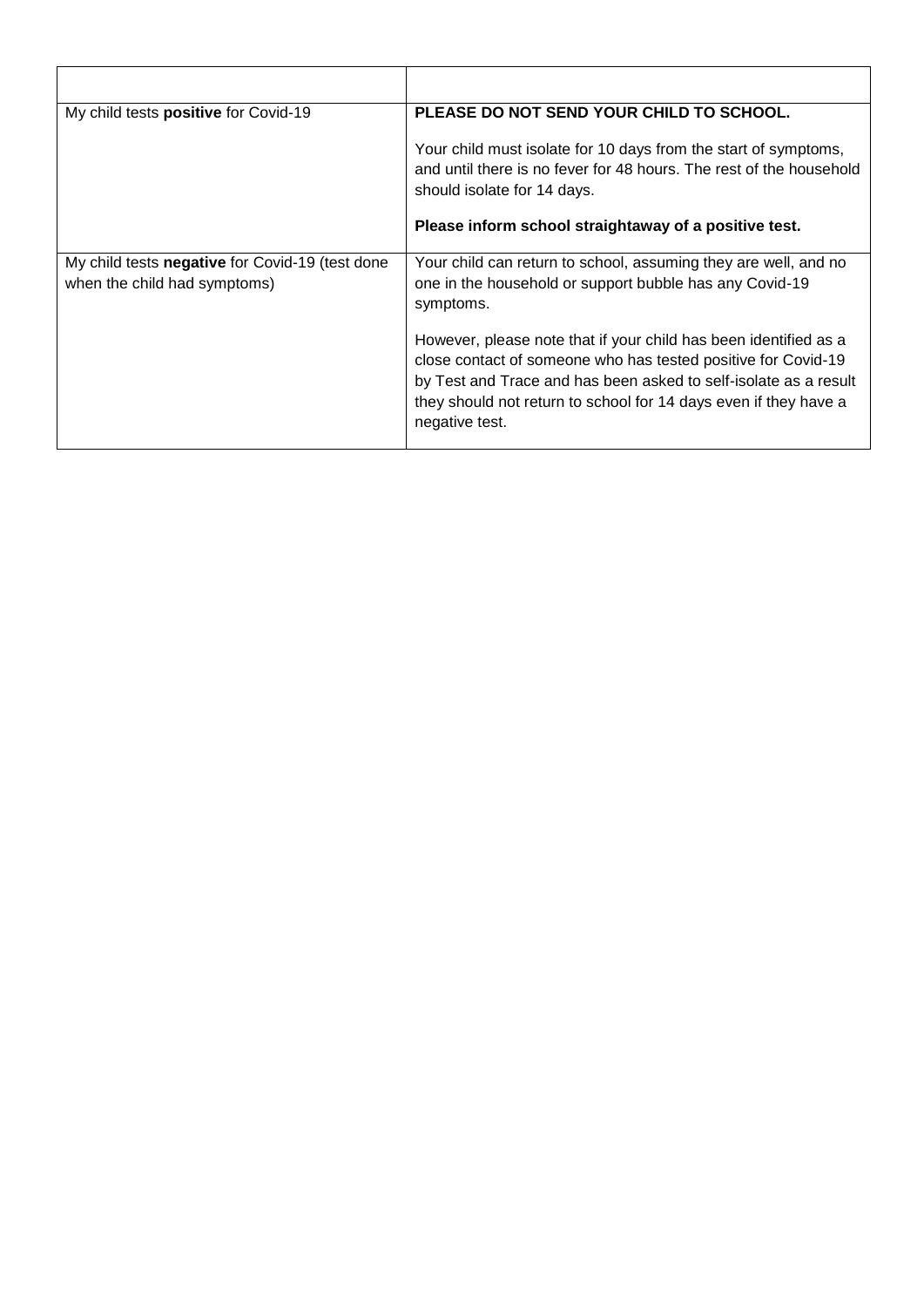| | |
|---|---|
| My child tests **positive** for Covid-19 | **PLEASE DO NOT SEND YOUR CHILD TO SCHOOL.**<br><br>Your child must isolate for 10 days from the start of symptoms, and until there is no fever for 48 hours. The rest of the household should isolate for 14 days.<br><br>**Please inform school straightaway of a positive test.** |
| My child tests **negative** for Covid-19 (test done when the child had symptoms) | Your child can return to school, assuming they are well, and no one in the household or support bubble has any Covid-19 symptoms.<br><br>However, please note that if your child has been identified as a close contact of someone who has tested positive for Covid-19 by Test and Trace and has been asked to self-isolate as a result they should not return to school for 14 days even if they have a negative test. |